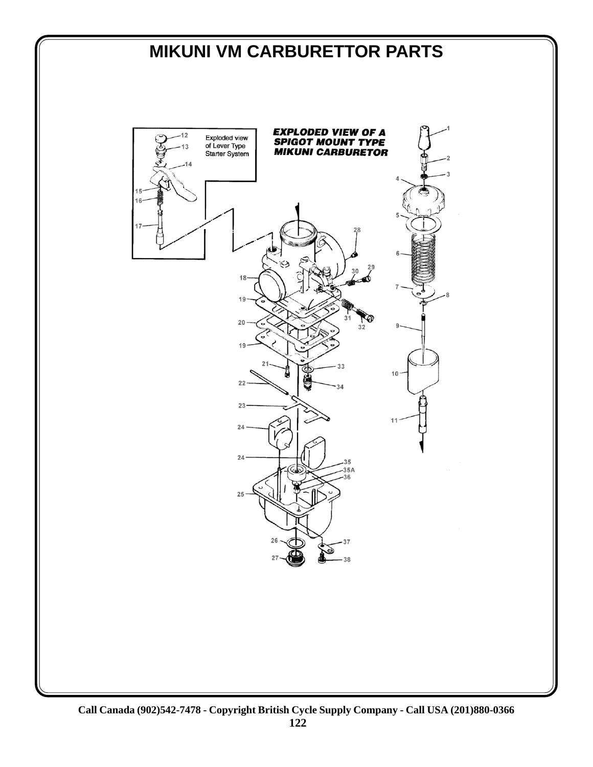# MIKUNI VM CARBURETTOR PARTS

**EXPLODED VIEW OF A SPIGOT MOUNT TYPE MIKUNI CARBURETOR**

Exploded view of Lever Type Starter System

12
13
14
15
16
17
1
2
3
4
5
6
7
8
9
10
11
18
19
20
19
21
22
23
24
24
25
26
27
28
29
30
31
32
33
34
35
35A
36
37
38

Call Canada (902)542-7478 - Copyright British Cycle Supply Company - Call USA (201)880-0366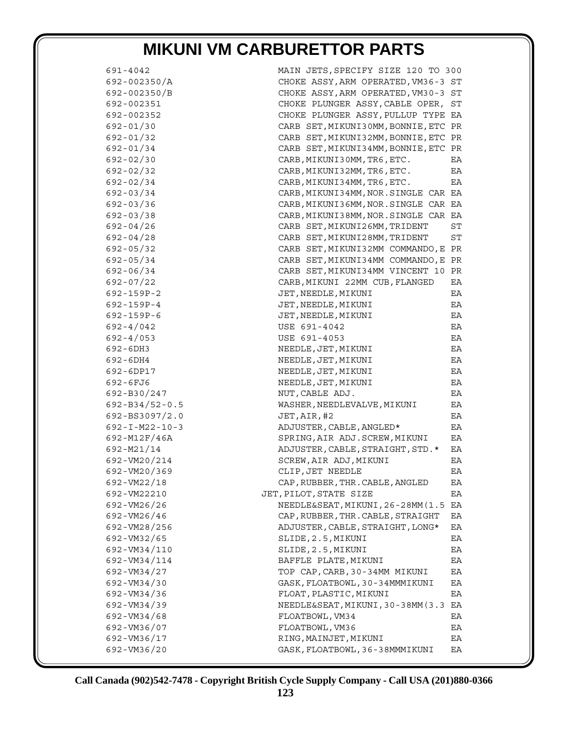# MIKUNI VM CARBURETTOR PARTS

| | | |
|---|---|---|
| 691-4042 | MAIN JETS,SPECIFY SIZE 120 TO 300 | |
| 692-002350/A | CHOKE ASSY,ARM OPERATED,VM36-3 | ST |
| 692-002350/B | CHOKE ASSY,ARM OPERATED,VM30-3 | ST |
| 692-002351 | CHOKE PLUNGER ASSY,CABLE OPER, | ST |
| 692-002352 | CHOKE PLUNGER ASSY,PULLUP TYPE | EA |
| 692-01/30 | CARB SET,MIKUNI30MM,BONNIE,ETC | PR |
| 692-01/32 | CARB SET,MIKUNI32MM,BONNIE,ETC | PR |
| 692-01/34 | CARB SET,MIKUNI34MM,BONNIE,ETC | PR |
| 692-02/30 | CARB,MIKUNI30MM,TR6,ETC. | EA |
| 692-02/32 | CARB,MIKUNI32MM,TR6,ETC. | EA |
| 692-02/34 | CARB,MIKUNI34MM,TR6,ETC. | EA |
| 692-03/34 | CARB,MIKUNI34MM,NOR.SINGLE CAR | EA |
| 692-03/36 | CARB,MIKUNI36MM,NOR.SINGLE CAR | EA |
| 692-03/38 | CARB,MIKUNI38MM,NOR.SINGLE CAR | EA |
| 692-04/26 | CARB SET,MIKUNI26MM,TRIDENT | ST |
| 692-04/28 | CARB SET,MIKUNI28MM,TRIDENT | ST |
| 692-05/32 | CARB SET,MIKUNI32MM COMMANDO,E | PR |
| 692-05/34 | CARB SET,MIKUNI34MM COMMANDO,E | PR |
| 692-06/34 | CARB SET,MIKUNI34MM VINCENT 10 | PR |
| 692-07/22 | CARB,MIKUNI 22MM CUB,FLANGED | EA |
| 692-159P-2 | JET,NEEDLE,MIKUNI | EA |
| 692-159P-4 | JET,NEEDLE,MIKUNI | EA |
| 692-159P-6 | JET,NEEDLE,MIKUNI | EA |
| 692-4/042 | USE 691-4042 | EA |
| 692-4/053 | USE 691-4053 | EA |
| 692-6DH3 | NEEDLE,JET,MIKUNI | EA |
| 692-6DH4 | NEEDLE,JET,MIKUNI | EA |
| 692-6DP17 | NEEDLE,JET,MIKUNI | EA |
| 692-6FJ6 | NEEDLE,JET,MIKUNI | EA |
| 692-B30/247 | NUT,CABLE ADJ. | EA |
| 692-B34/52-0.5 | WASHER,NEEDLEVALVE,MIKUNI | EA |
| 692-BS3097/2.0 | JET,AIR,#2 | EA |
| 692-I-M22-10-3 | ADJUSTER,CABLE,ANGLED* | EA |
| 692-M12F/46A | SPRING,AIR ADJ.SCREW,MIKUNI | EA |
| 692-M21/14 | ADJUSTER,CABLE,STRAIGHT,STD.* | EA |
| 692-VM20/214 | SCREW,AIR ADJ,MIKUNI | EA |
| 692-VM20/369 | CLIP,JET NEEDLE | EA |
| 692-VM22/18 | CAP,RUBBER,THR.CABLE,ANGLED | EA |
| 692-VM22210 | JET,PILOT,STATE SIZE | EA |
| 692-VM26/26 | NEEDLE&SEAT,MIKUNI,26-28MM(1.5 | EA |
| 692-VM26/46 | CAP,RUBBER,THR.CABLE,STRAIGHT | EA |
| 692-VM28/256 | ADJUSTER,CABLE,STRAIGHT,LONG* | EA |
| 692-VM32/65 | SLIDE,2.5,MIKUNI | EA |
| 692-VM34/110 | SLIDE,2.5,MIKUNI | EA |
| 692-VM34/114 | BAFFLE PLATE,MIKUNI | EA |
| 692-VM34/27 | TOP CAP,CARB,30-34MM MIKUNI | EA |
| 692-VM34/30 | GASK,FLOATBOWL,30-34MMMIKUNI | EA |
| 692-VM34/36 | FLOAT,PLASTIC,MIKUNI | EA |
| 692-VM34/39 | NEEDLE&SEAT,MIKUNI,30-38MM(3.3 | EA |
| 692-VM34/68 | FLOATBOWL,VM34 | EA |
| 692-VM36/07 | FLOATBOWL,VM36 | EA |
| 692-VM36/17 | RING,MAINJET,MIKUNI | EA |
| 692-VM36/20 | GASK,FLOATBOWL,36-38MMMIKUNI | EA |

**Call Canada (902)542-7478 - Copyright British Cycle Supply Company - Call USA (201)880-0366**